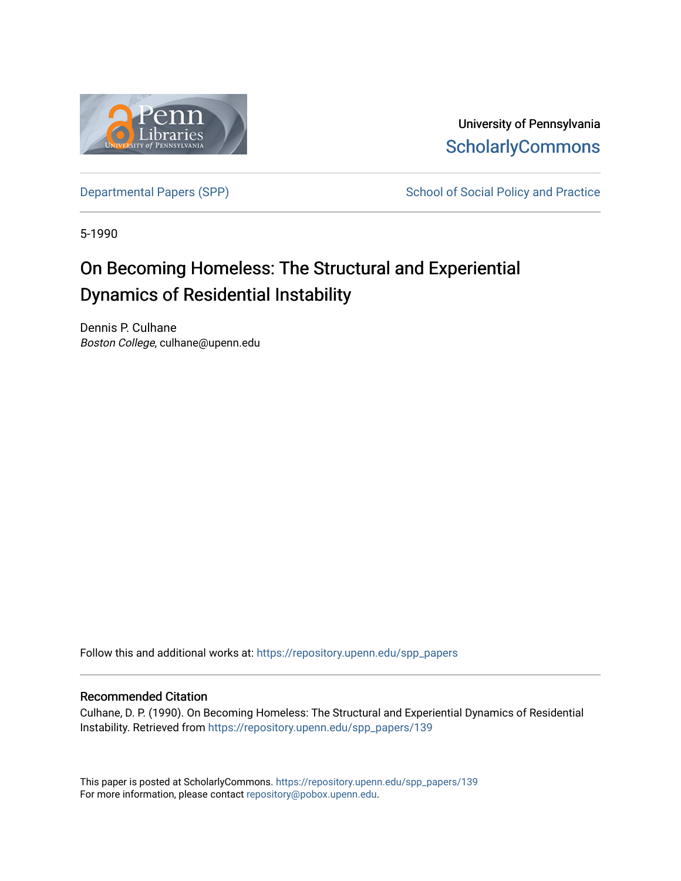University of Pennsylvania
ScholarlyCommons

Departmental Papers (SPP) | School of Social Policy and Practice

5-1990

# On Becoming Homeless: The Structural and Experiential Dynamics of Residential Instability

Dennis P. Culhane
*Boston College*, culhane@upenn.edu

Follow this and additional works at: https://repository.upenn.edu/spp_papers

## Recommended Citation

Culhane, D. P. (1990). On Becoming Homeless: The Structural and Experiential Dynamics of Residential Instability. Retrieved from https://repository.upenn.edu/spp_papers/139

This paper is posted at ScholarlyCommons. https://repository.upenn.edu/spp_papers/139
For more information, please contact repository@pobox.upenn.edu.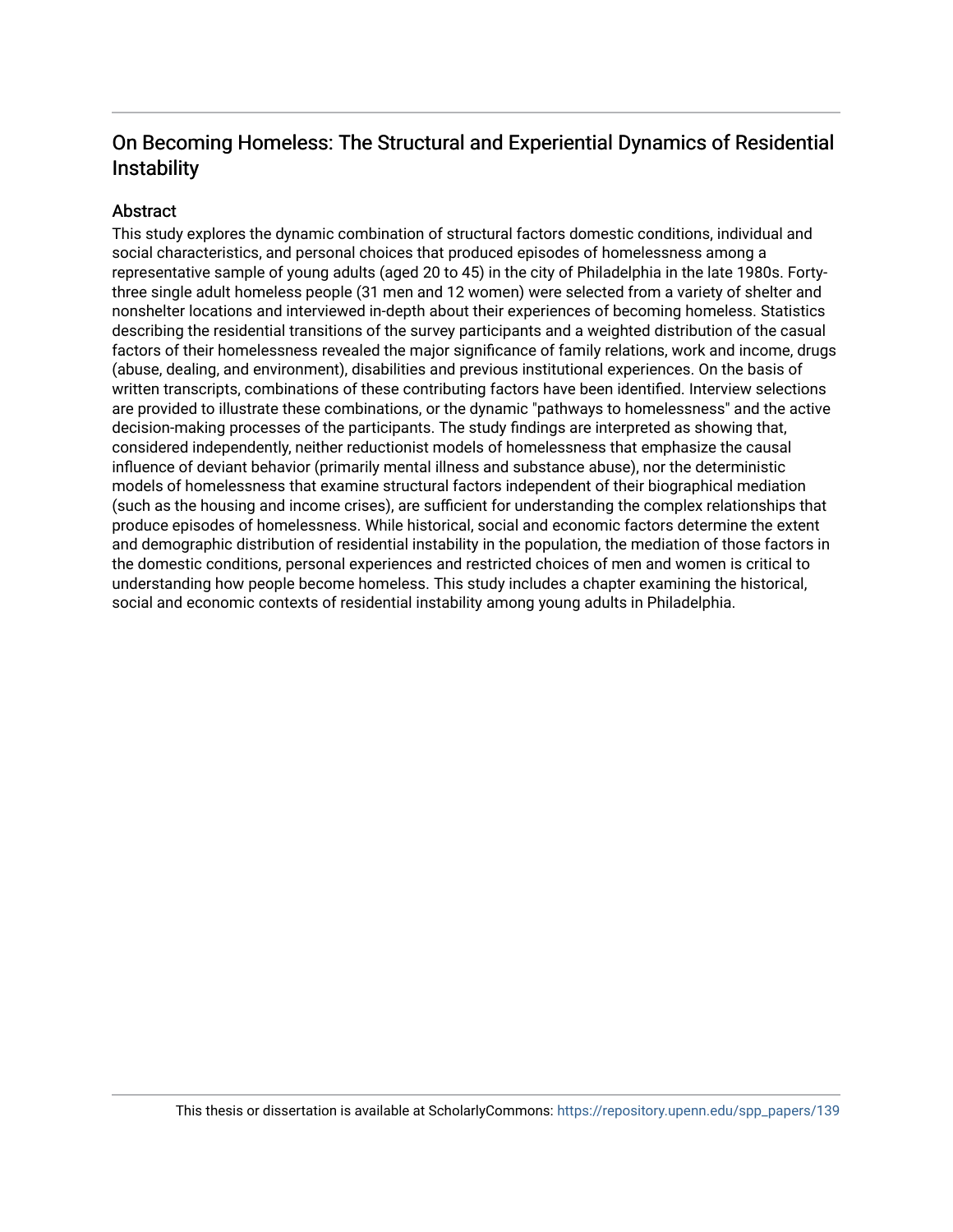# On Becoming Homeless: The Structural and Experiential Dynamics of Residential Instability

## Abstract

This study explores the dynamic combination of structural factors domestic conditions, individual and social characteristics, and personal choices that produced episodes of homelessness among a representative sample of young adults (aged 20 to 45) in the city of Philadelphia in the late 1980s. Forty-three single adult homeless people (31 men and 12 women) were selected from a variety of shelter and nonshelter locations and interviewed in-depth about their experiences of becoming homeless. Statistics describing the residential transitions of the survey participants and a weighted distribution of the casual factors of their homelessness revealed the major significance of family relations, work and income, drugs (abuse, dealing, and environment), disabilities and previous institutional experiences. On the basis of written transcripts, combinations of these contributing factors have been identified. Interview selections are provided to illustrate these combinations, or the dynamic "pathways to homelessness" and the active decision-making processes of the participants. The study findings are interpreted as showing that, considered independently, neither reductionist models of homelessness that emphasize the causal influence of deviant behavior (primarily mental illness and substance abuse), nor the deterministic models of homelessness that examine structural factors independent of their biographical mediation (such as the housing and income crises), are sufficient for understanding the complex relationships that produce episodes of homelessness. While historical, social and economic factors determine the extent and demographic distribution of residential instability in the population, the mediation of those factors in the domestic conditions, personal experiences and restricted choices of men and women is critical to understanding how people become homeless. This study includes a chapter examining the historical, social and economic contexts of residential instability among young adults in Philadelphia.

This thesis or dissertation is available at ScholarlyCommons: https://repository.upenn.edu/spp_papers/139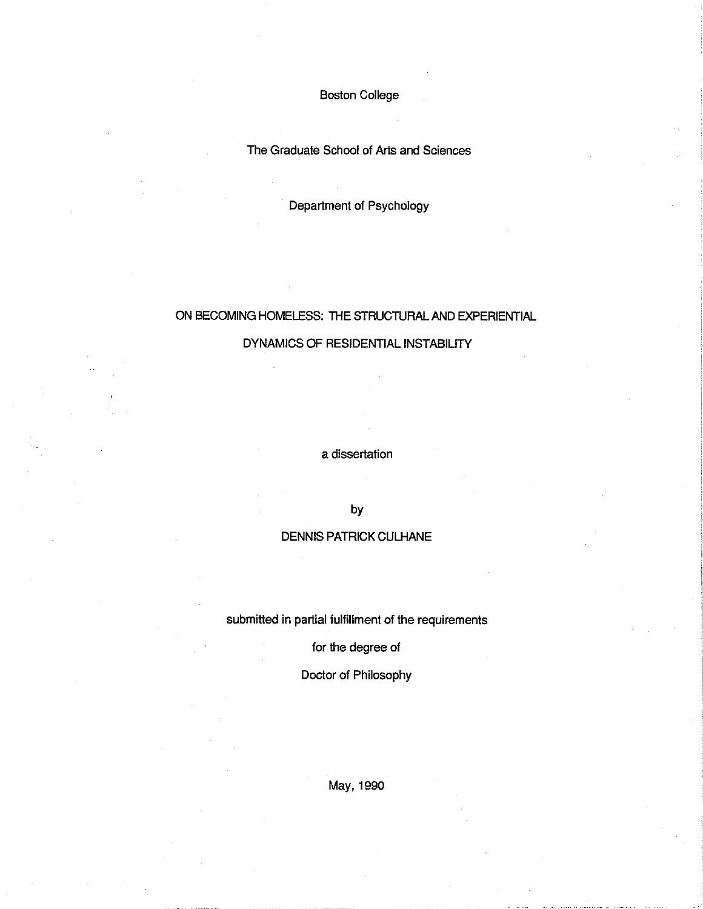Boston College

The Graduate School of Arts and Sciences

Department of Psychology

# ON BECOMING HOMELESS: THE STRUCTURAL AND EXPERIENTIAL DYNAMICS OF RESIDENTIAL INSTABILITY

a dissertation

by

DENNIS PATRICK CULHANE

submitted in partial fulfillment of the requirements

for the degree of

Doctor of Philosophy

May, 1990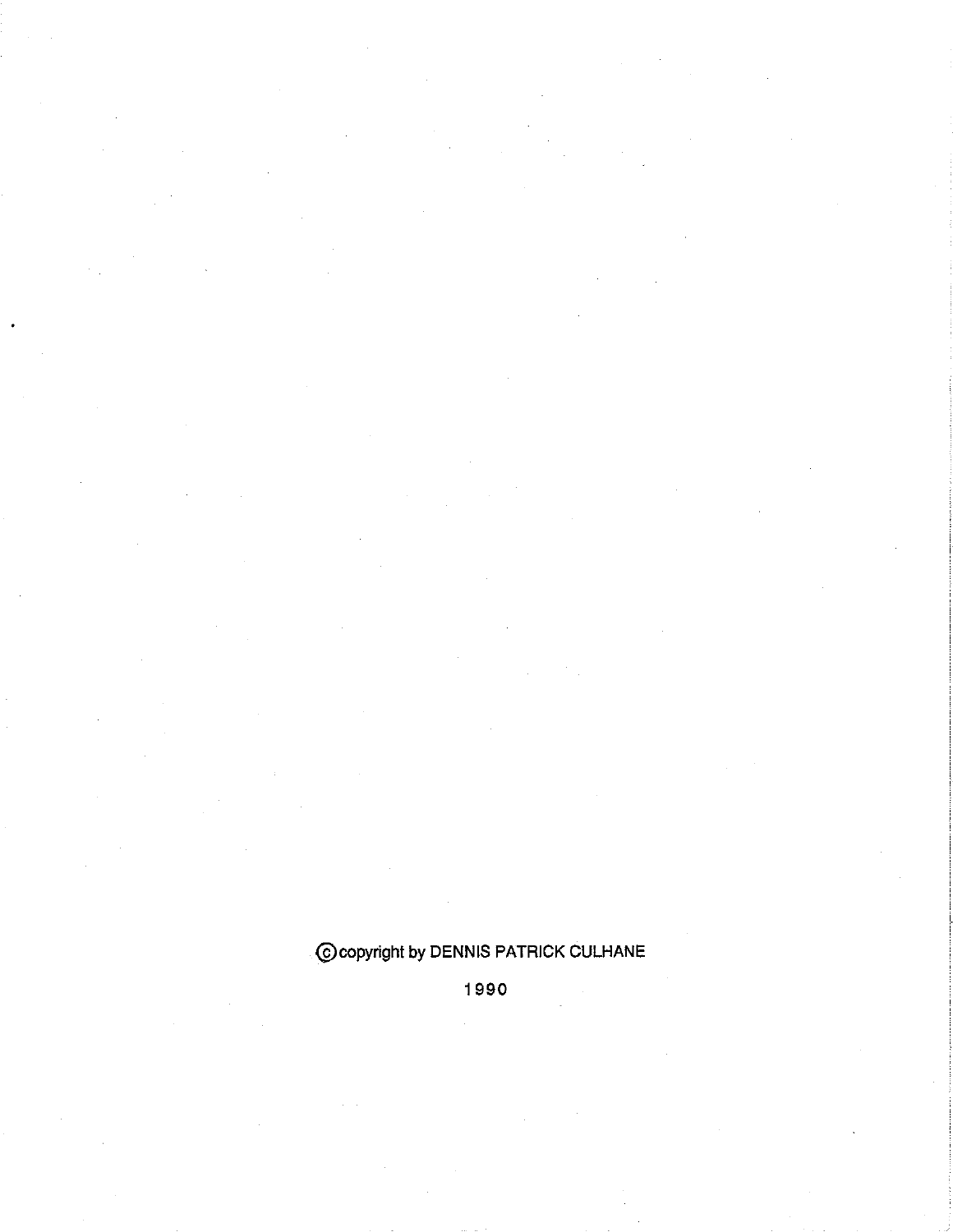© copyright by DENNIS PATRICK CULHANE

1990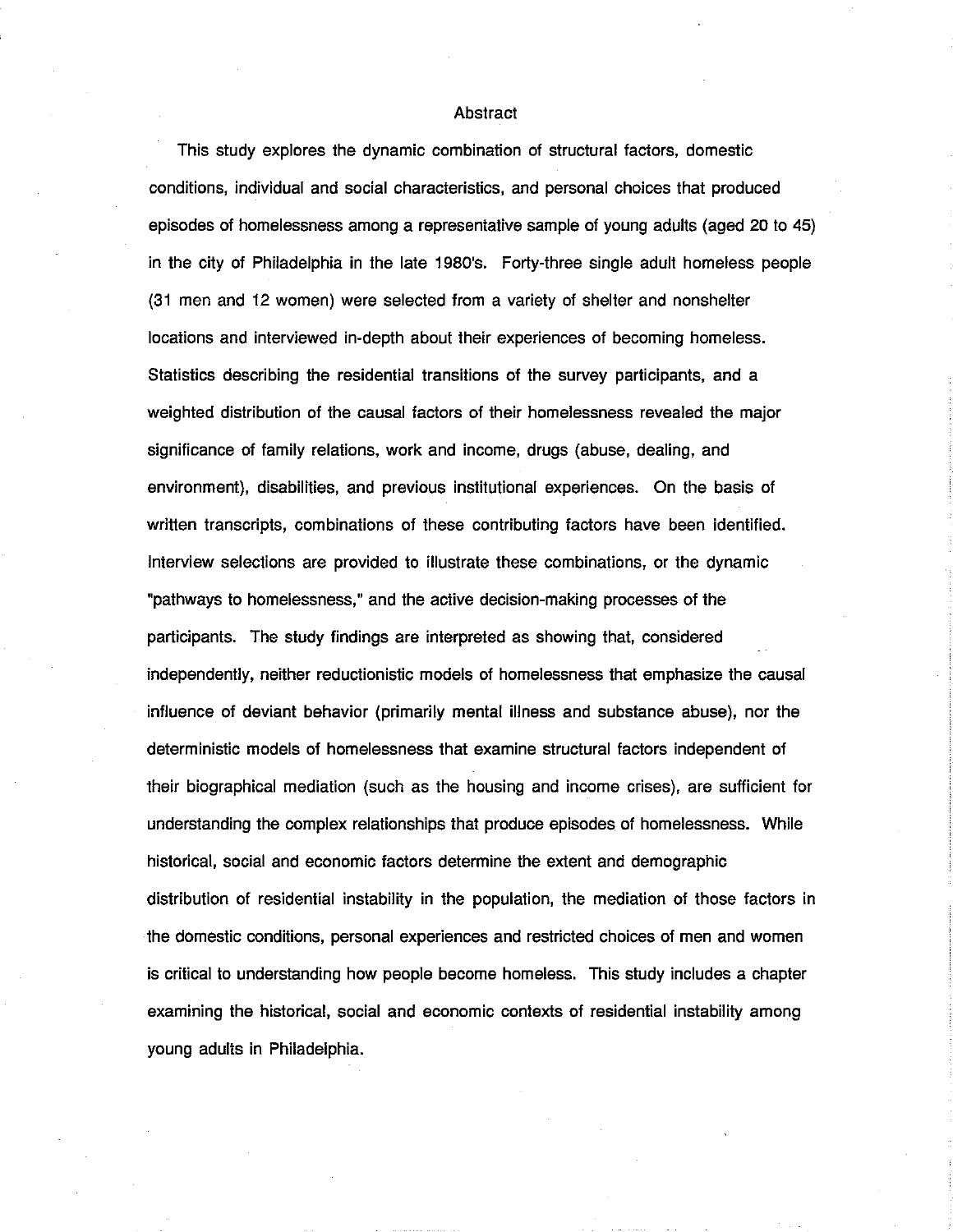# Abstract

This study explores the dynamic combination of structural factors, domestic conditions, individual and social characteristics, and personal choices that produced episodes of homelessness among a representative sample of young adults (aged 20 to 45) in the city of Philadelphia in the late 1980's. Forty-three single adult homeless people (31 men and 12 women) were selected from a variety of shelter and nonshelter locations and interviewed in-depth about their experiences of becoming homeless. Statistics describing the residential transitions of the survey participants, and a weighted distribution of the causal factors of their homelessness revealed the major significance of family relations, work and income, drugs (abuse, dealing, and environment), disabilities, and previous institutional experiences. On the basis of written transcripts, combinations of these contributing factors have been identified. Interview selections are provided to illustrate these combinations, or the dynamic "pathways to homelessness," and the active decision-making processes of the participants. The study findings are interpreted as showing that, considered independently, neither reductionistic models of homelessness that emphasize the causal influence of deviant behavior (primarily mental illness and substance abuse), nor the deterministic models of homelessness that examine structural factors independent of their biographical mediation (such as the housing and income crises), are sufficient for understanding the complex relationships that produce episodes of homelessness. While historical, social and economic factors determine the extent and demographic distribution of residential instability in the population, the mediation of those factors in the domestic conditions, personal experiences and restricted choices of men and women is critical to understanding how people become homeless. This study includes a chapter examining the historical, social and economic contexts of residential instability among young adults in Philadelphia.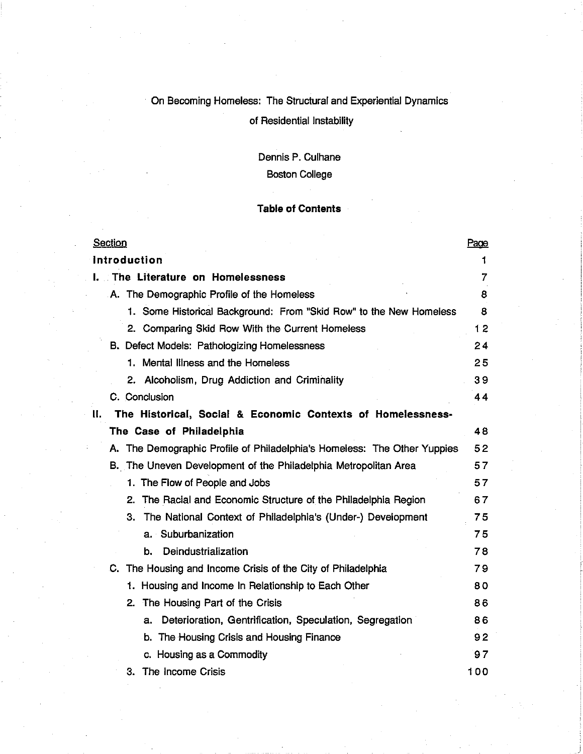On Becoming Homeless: The Structural and Experiential Dynamics of Residential Instability

Dennis P. Culhane
Boston College

**Table of Contents**

| Section | Page |
|---|---|
| **Introduction** | 1 |
| **I. The Literature on Homelessness** | 7 |
| A. The Demographic Profile of the Homeless | 8 |
| 1. Some Historical Background: From "Skid Row" to the New Homeless | 8 |
| 2. Comparing Skid Row With the Current Homeless | 12 |
| B. Defect Models: Pathologizing Homelessness | 24 |
| 1. Mental Illness and the Homeless | 25 |
| 2. Alcoholism, Drug Addiction and Criminality | 39 |
| C. Conclusion | 44 |
| **II. The Historical, Social & Economic Contexts of Homelessness- The Case of Philadelphia** | 48 |
| A. The Demographic Profile of Philadelphia's Homeless: The Other Yuppies | 52 |
| B. The Uneven Development of the Philadelphia Metropolitan Area | 57 |
| 1. The Flow of People and Jobs | 57 |
| 2. The Racial and Economic Structure of the Philadelphia Region | 67 |
| 3. The National Context of Philadelphia's (Under-) Development | 75 |
| a. Suburbanization | 75 |
| b. Deindustrialization | 78 |
| C. The Housing and Income Crisis of the City of Philadelphia | 79 |
| 1. Housing and Income In Relationship to Each Other | 80 |
| 2. The Housing Part of the Crisis | 86 |
| a. Deterioration, Gentrification, Speculation, Segregation | 86 |
| b. The Housing Crisis and Housing Finance | 92 |
| c. Housing as a Commodity | 97 |
| 3. The Income Crisis | 100 |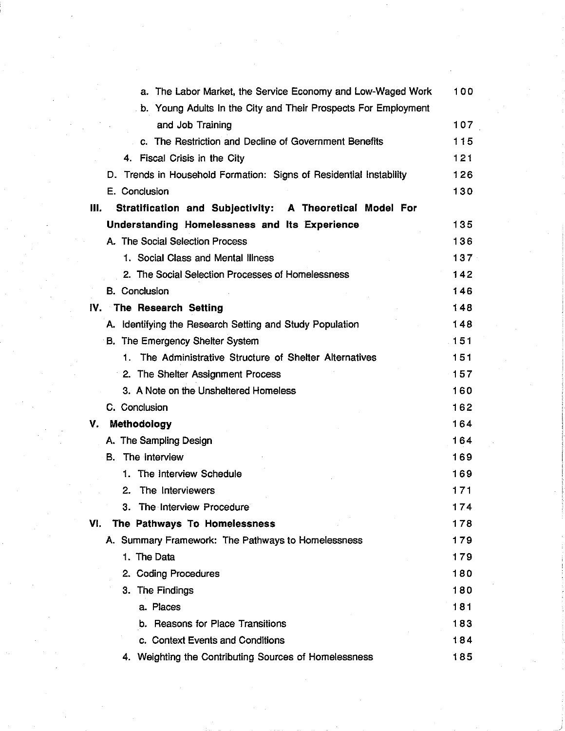a. The Labor Market, the Service Economy and Low-Waged Work 100

b. Young Adults In the City and Their Prospects For Employment and Job Training 107

c. The Restriction and Decline of Government Benefits 115

4. Fiscal Crisis in the City 121

D. Trends in Household Formation: Signs of Residential Instability 126

E. Conclusion 130

**III. Stratification and Subjectivity: A Theoretical Model For Understanding Homelessness and Its Experience** 135

A. The Social Selection Process 136

1. Social Class and Mental Illness 137

2. The Social Selection Processes of Homelessness 142

B. Conclusion 146

**IV. The Research Setting** 148

A. Identifying the Research Setting and Study Population 148

B. The Emergency Shelter System 151

1. The Administrative Structure of Shelter Alternatives 151

2. The Shelter Assignment Process 157

3. A Note on the Unsheltered Homeless 160

C. Conclusion 162

**V. Methodology** 164

A. The Sampling Design 164

B. The Interview 169

1. The Interview Schedule 169

2. The Interviewers 171

3. The Interview Procedure 174

**VI. The Pathways To Homelessness** 178

A. Summary Framework: The Pathways to Homelessness 179

1. The Data 179

2. Coding Procedures 180

3. The Findings 180

a. Places 181

b. Reasons for Place Transitions 183

c. Context Events and Conditions 184

4. Weighting the Contributing Sources of Homelessness 185